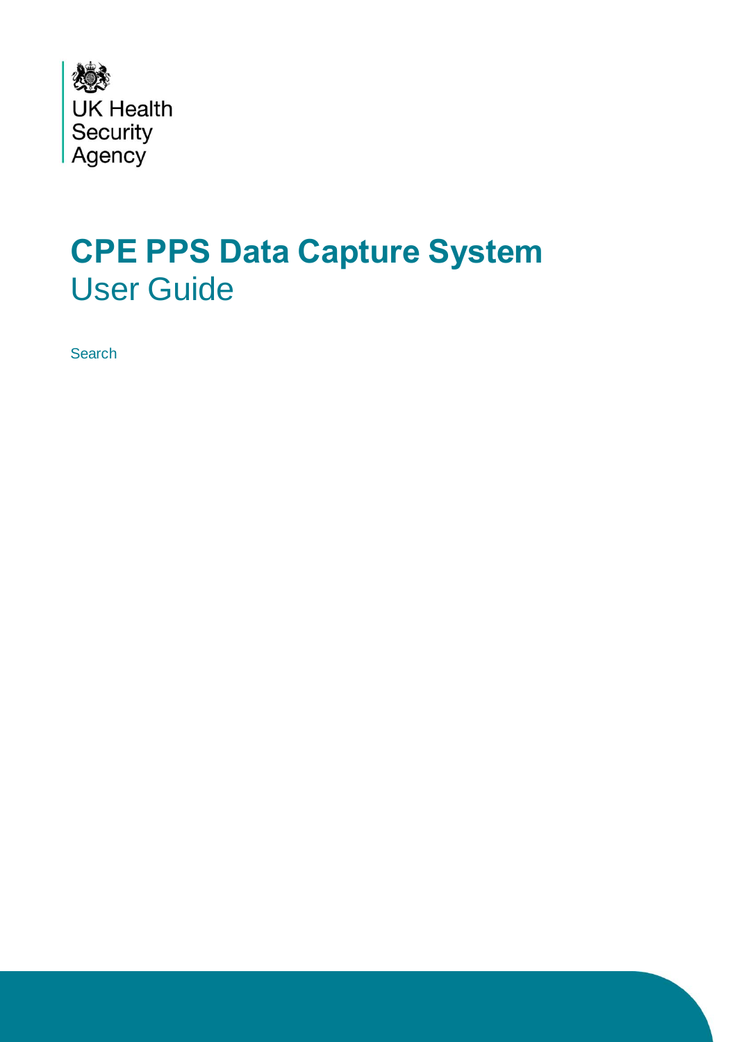UK Health Security Agency

# CPE PPS Data Capture System

## User Guide

Search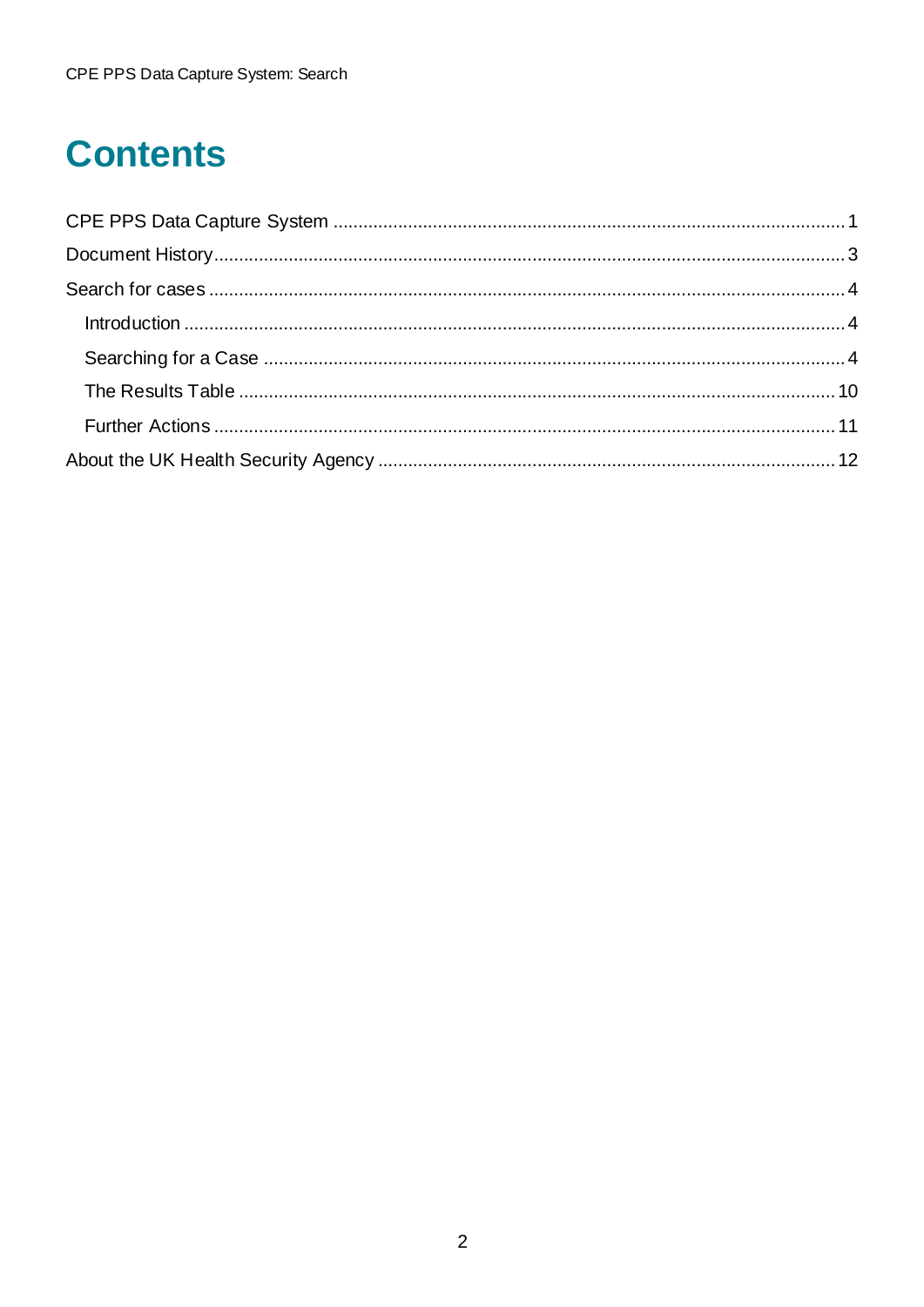# Contents

CPE PPS Data Capture System ........................................................................................................ 1

Document History ............................................................................................................................. 3

Search for cases ............................................................................................................................... 4

- Introduction ................................................................................................................................... 4
- Searching for a Case .................................................................................................................... 4
- The Results Table ....................................................................................................................... 10
- Further Actions ........................................................................................................................... 11

About the UK Health Security Agency ............................................................................................ 12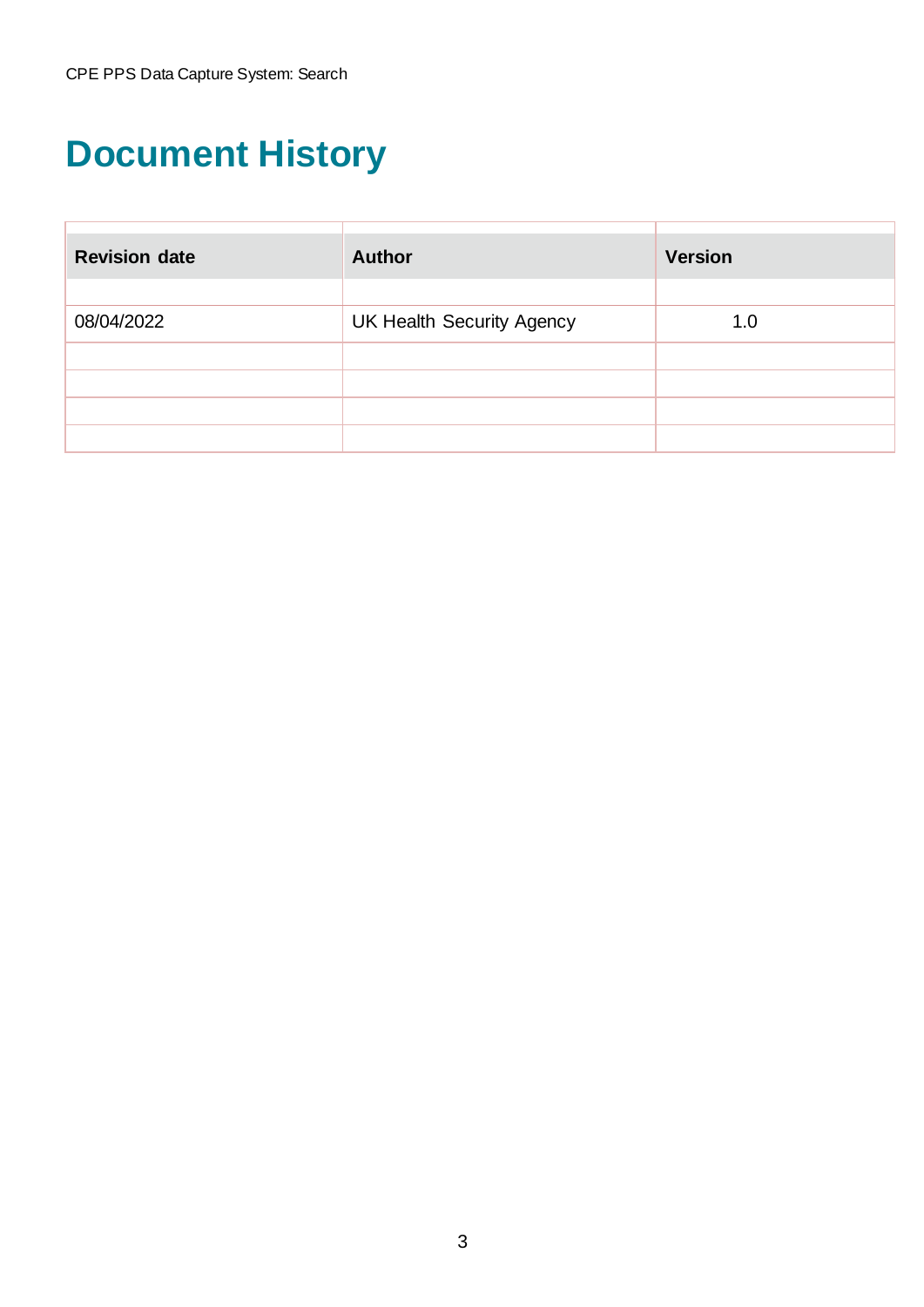# Document History

| Revision date | Author | Version |
|---|---|---|
| | | |
| 08/04/2022 | UK Health Security Agency | 1.0 |
| | | |
| | | |
| | | |
| | | |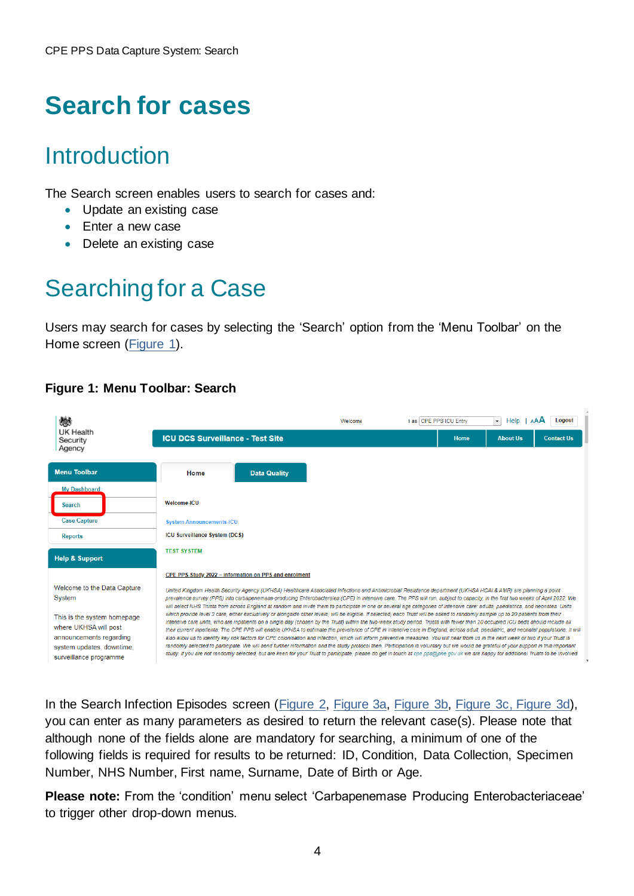# Search for cases

## Introduction

The Search screen enables users to search for cases and:

- Update an existing case
- Enter a new case
- Delete an existing case

## Searching for a Case

Users may search for cases by selecting the 'Search' option from the 'Menu Toolbar' on the Home screen (Figure 1).

**Figure 1: Menu Toolbar: Search**

In the Search Infection Episodes screen (Figure 2, Figure 3a, Figure 3b, Figure 3c, Figure 3d), you can enter as many parameters as desired to return the relevant case(s). Please note that although none of the fields alone are mandatory for searching, a minimum of one of the following fields is required for results to be returned: ID, Condition, Data Collection, Specimen Number, NHS Number, First name, Surname, Date of Birth or Age.

**Please note:** From the 'condition' menu select 'Carbapenemase Producing Enterobacteriaceae' to trigger other drop-down menus.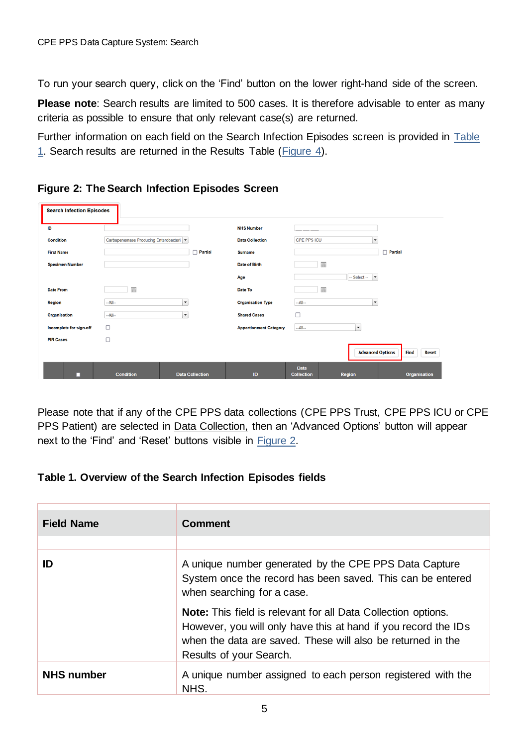To run your search query, click on the 'Find' button on the lower right-hand side of the screen.

**Please note**: Search results are limited to 500 cases. It is therefore advisable to enter as many criteria as possible to ensure that only relevant case(s) are returned.

Further information on each field on the Search Infection Episodes screen is provided in Table 1. Search results are returned in the Results Table (Figure 4).

**Figure 2: The Search Infection Episodes Screen**

Please note that if any of the CPE PPS data collections (CPE PPS Trust, CPE PPS ICU or CPE PPS Patient) are selected in Data Collection, then an 'Advanced Options' button will appear next to the 'Find' and 'Reset' buttons visible in Figure 2.

**Table 1. Overview of the Search Infection Episodes fields**

| Field Name | Comment |
|---|---|
| **ID** | A unique number generated by the CPE PPS Data Capture System once the record has been saved. This can be entered when searching for a case.<br><br>**Note:** This field is relevant for all Data Collection options. However, you will only have this at hand if you record the IDs when the data are saved. These will also be returned in the Results of your Search. |
| **NHS number** | A unique number assigned to each person registered with the NHS. |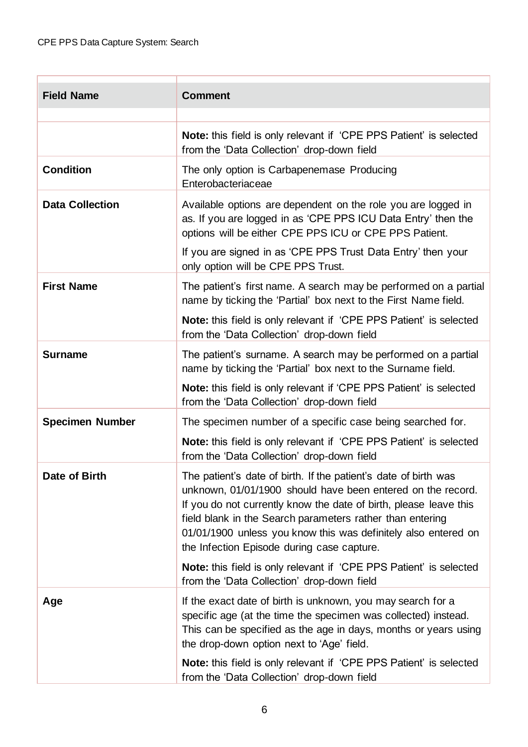| Field Name | Comment |
| --- | --- |
| | **Note:** this field is only relevant if 'CPE PPS Patient' is selected from the 'Data Collection' drop-down field |
| **Condition** | The only option is Carbapenemase Producing Enterobacteriaceae |
| **Data Collection** | Available options are dependent on the role you are logged in as. If you are logged in as 'CPE PPS ICU Data Entry' then the options will be either CPE PPS ICU or CPE PPS Patient.<br><br>If you are signed in as 'CPE PPS Trust Data Entry' then your only option will be CPE PPS Trust. |
| **First Name** | The patient's first name. A search may be performed on a partial name by ticking the 'Partial' box next to the First Name field.<br><br>**Note:** this field is only relevant if 'CPE PPS Patient' is selected from the 'Data Collection' drop-down field |
| **Surname** | The patient's surname. A search may be performed on a partial name by ticking the 'Partial' box next to the Surname field.<br><br>**Note:** this field is only relevant if 'CPE PPS Patient' is selected from the 'Data Collection' drop-down field |
| **Specimen Number** | The specimen number of a specific case being searched for.<br><br>**Note:** this field is only relevant if 'CPE PPS Patient' is selected from the 'Data Collection' drop-down field |
| **Date of Birth** | The patient's date of birth. If the patient's date of birth was unknown, 01/01/1900 should have been entered on the record. If you do not currently know the date of birth, please leave this field blank in the Search parameters rather than entering 01/01/1900 unless you know this was definitely also entered on the Infection Episode during case capture.<br><br>**Note:** this field is only relevant if 'CPE PPS Patient' is selected from the 'Data Collection' drop-down field |
| **Age** | If the exact date of birth is unknown, you may search for a specific age (at the time the specimen was collected) instead. This can be specified as the age in days, months or years using the drop-down option next to 'Age' field.<br><br>**Note:** this field is only relevant if 'CPE PPS Patient' is selected from the 'Data Collection' drop-down field |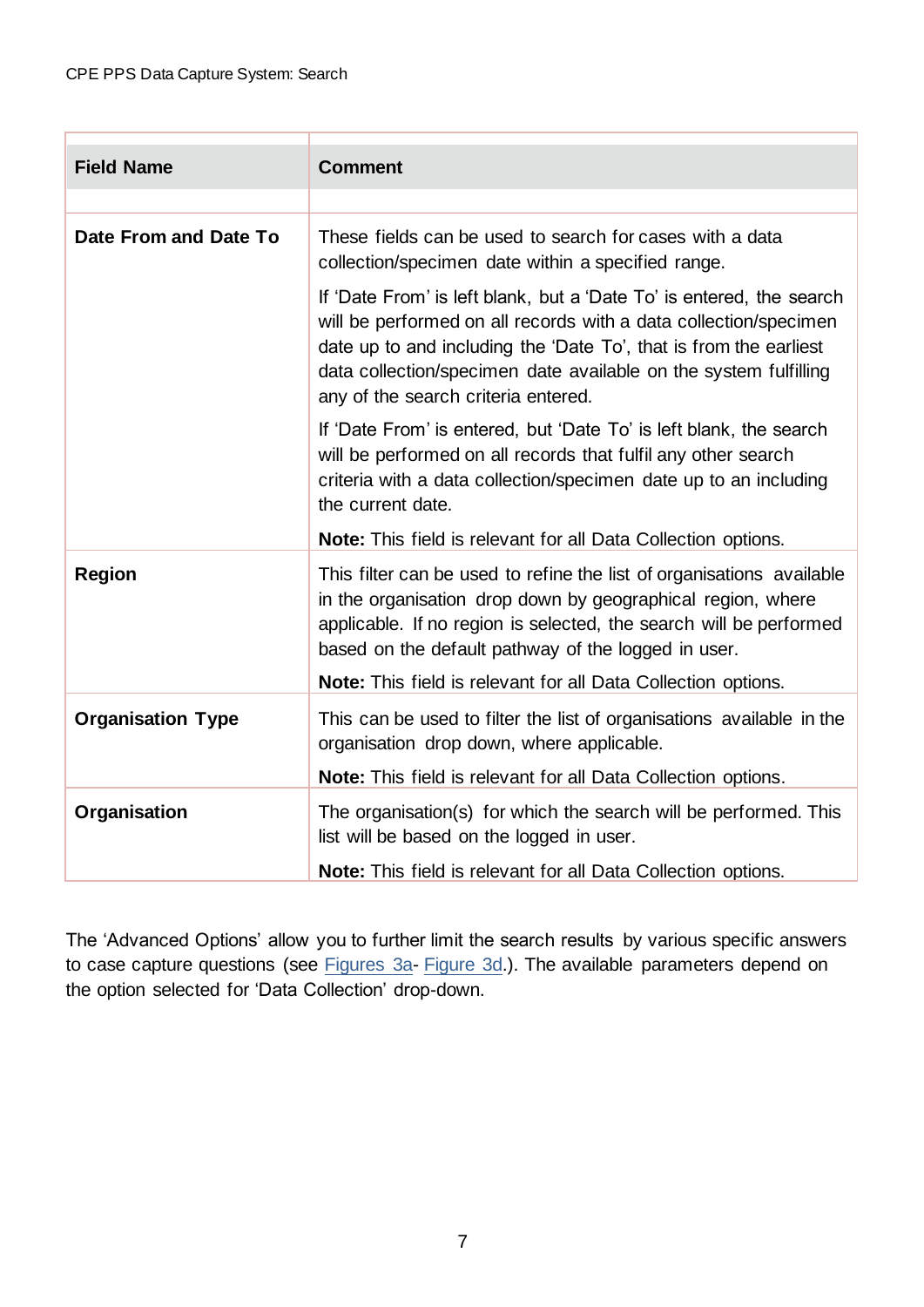| Field Name | Comment |
|---|---|
| **Date From and Date To** | These fields can be used to search for cases with a data collection/specimen date within a specified range.<br><br>If ‘Date From’ is left blank, but a ‘Date To’ is entered, the search will be performed on all records with a data collection/specimen date up to and including the ‘Date To’, that is from the earliest data collection/specimen date available on the system fulfilling any of the search criteria entered.<br><br>If ‘Date From’ is entered, but ‘Date To’ is left blank, the search will be performed on all records that fulfil any other search criteria with a data collection/specimen date up to an including the current date.<br><br>**Note:** This field is relevant for all Data Collection options. |
| **Region** | This filter can be used to refine the list of organisations available in the organisation drop down by geographical region, where applicable. If no region is selected, the search will be performed based on the default pathway of the logged in user.<br><br>**Note:** This field is relevant for all Data Collection options. |
| **Organisation Type** | This can be used to filter the list of organisations available in the organisation drop down, where applicable.<br><br>**Note:** This field is relevant for all Data Collection options. |
| **Organisation** | The organisation(s) for which the search will be performed. This list will be based on the logged in user.<br><br>**Note:** This field is relevant for all Data Collection options. |

The ‘Advanced Options’ allow you to further limit the search results by various specific answers to case capture questions (see Figures 3a- Figure 3d.). The available parameters depend on the option selected for ‘Data Collection’ drop-down.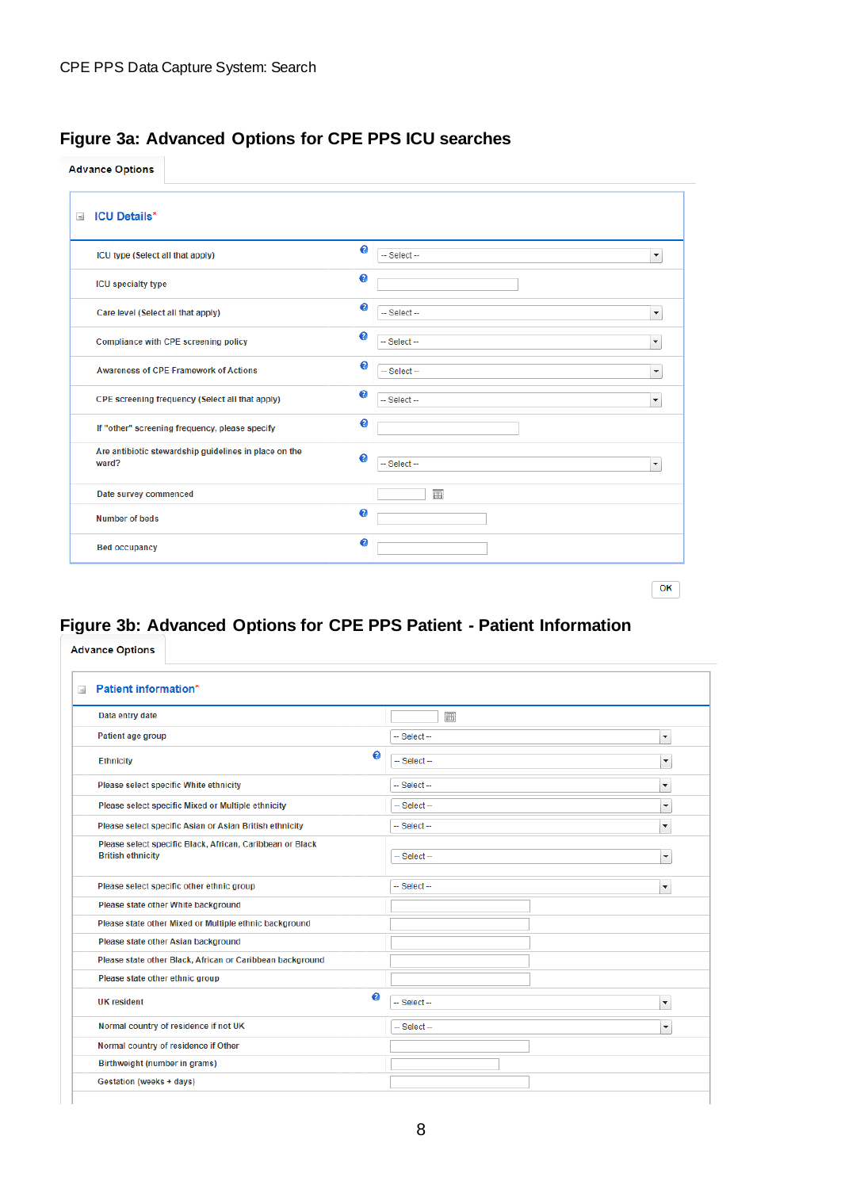## Figure 3a: Advanced Options for CPE PPS ICU searches

**Advance Options**

### ICU Details*

| Field | Value |
|---|---|
| ICU type (Select all that apply) | -- Select -- |
| ICU specialty type | |
| Care level (Select all that apply) | -- Select -- |
| Compliance with CPE screening policy | -- Select -- |
| Awareness of CPE Framework of Actions | -- Select -- |
| CPE screening frequency (Select all that apply) | -- Select -- |
| If "other" screening frequency, please specify | |
| Are antibiotic stewardship guidelines in place on the ward? | -- Select -- |
| Date survey commenced | |
| Number of beds | |
| Bed occupancy | |

OK

## Figure 3b: Advanced Options for CPE PPS Patient - Patient Information

**Advance Options**

### Patient information*

| Field | Value |
|---|---|
| Data entry date | |
| Patient age group | -- Select -- |
| Ethnicity | -- Select -- |
| Please select specific White ethnicity | -- Select -- |
| Please select specific Mixed or Multiple ethnicity | -- Select -- |
| Please select specific Asian or Asian British ethnicity | -- Select -- |
| Please select specific Black, African, Caribbean or Black British ethnicity | -- Select -- |
| Please select specific other ethnic group | -- Select -- |
| Please state other White background | |
| Please state other Mixed or Multiple ethnic background | |
| Please state other Asian background | |
| Please state other Black, African or Caribbean background | |
| Please state other ethnic group | |
| UK resident | -- Select -- |
| Normal country of residence if not UK | -- Select -- |
| Normal country of residence if Other | |
| Birthweight (number in grams) | |
| Gestation (weeks + days) | |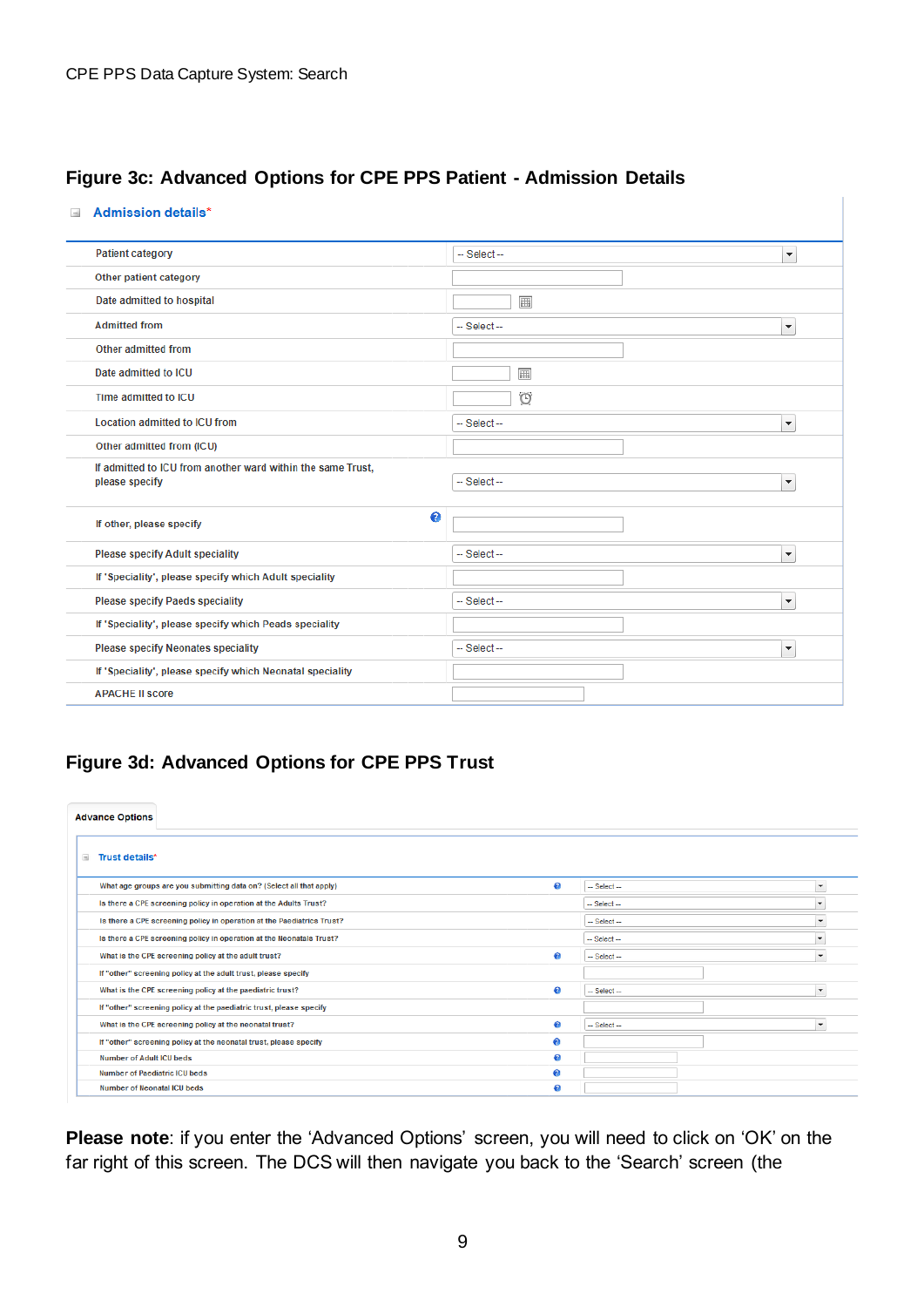## Figure 3c: Advanced Options for CPE PPS Patient - Admission Details

**Admission details***

| Field | Input |
|---|---|
| Patient category | -- Select -- |
| Other patient category | |
| Date admitted to hospital | |
| Admitted from | -- Select -- |
| Other admitted from | |
| Date admitted to ICU | |
| Time admitted to ICU | |
| Location admitted to ICU from | -- Select -- |
| Other admitted from (ICU) | |
| If admitted to ICU from another ward within the same Trust, please specify | -- Select -- |
| If other, please specify | |
| Please specify Adult speciality | -- Select -- |
| If 'Speciality', please specify which Adult speciality | |
| Please specify Paeds speciality | -- Select -- |
| If 'Speciality', please specify which Peads speciality | |
| Please specify Neonates speciality | -- Select -- |
| If 'Speciality', please specify which Neonatal speciality | |
| APACHE II score | |

## Figure 3d: Advanced Options for CPE PPS Trust

Advance Options

**Trust details***

| Field | Input |
|---|---|
| What age groups are you submitting data on? (Select all that apply) | -- Select -- |
| Is there a CPE screening policy in operation at the Adults Trust? | -- Select -- |
| Is there a CPE screening policy in operation at the Paediatrica Trust? | -- Select -- |
| Is there a CPE screening policy in operation at the Neonatals Trust? | -- Select -- |
| What is the CPE screening policy at the adult trust? | -- Select -- |
| If "other" screening policy at the adult trust, please specify | |
| What is the CPE screening policy at the paediatric trust? | -- Select -- |
| If "other" screening policy at the paediatric trust, please specify | |
| What is the CPE screening policy at the neonatal trust? | -- Select -- |
| If "other" screening policy at the neonatal trust, please specify | |
| Number of Adult ICU beds | |
| Number of Paediatric ICU beds | |
| Number of Neonatal ICU beds | |

**Please note**: if you enter the 'Advanced Options' screen, you will need to click on 'OK' on the far right of this screen. The DCS will then navigate you back to the 'Search' screen (the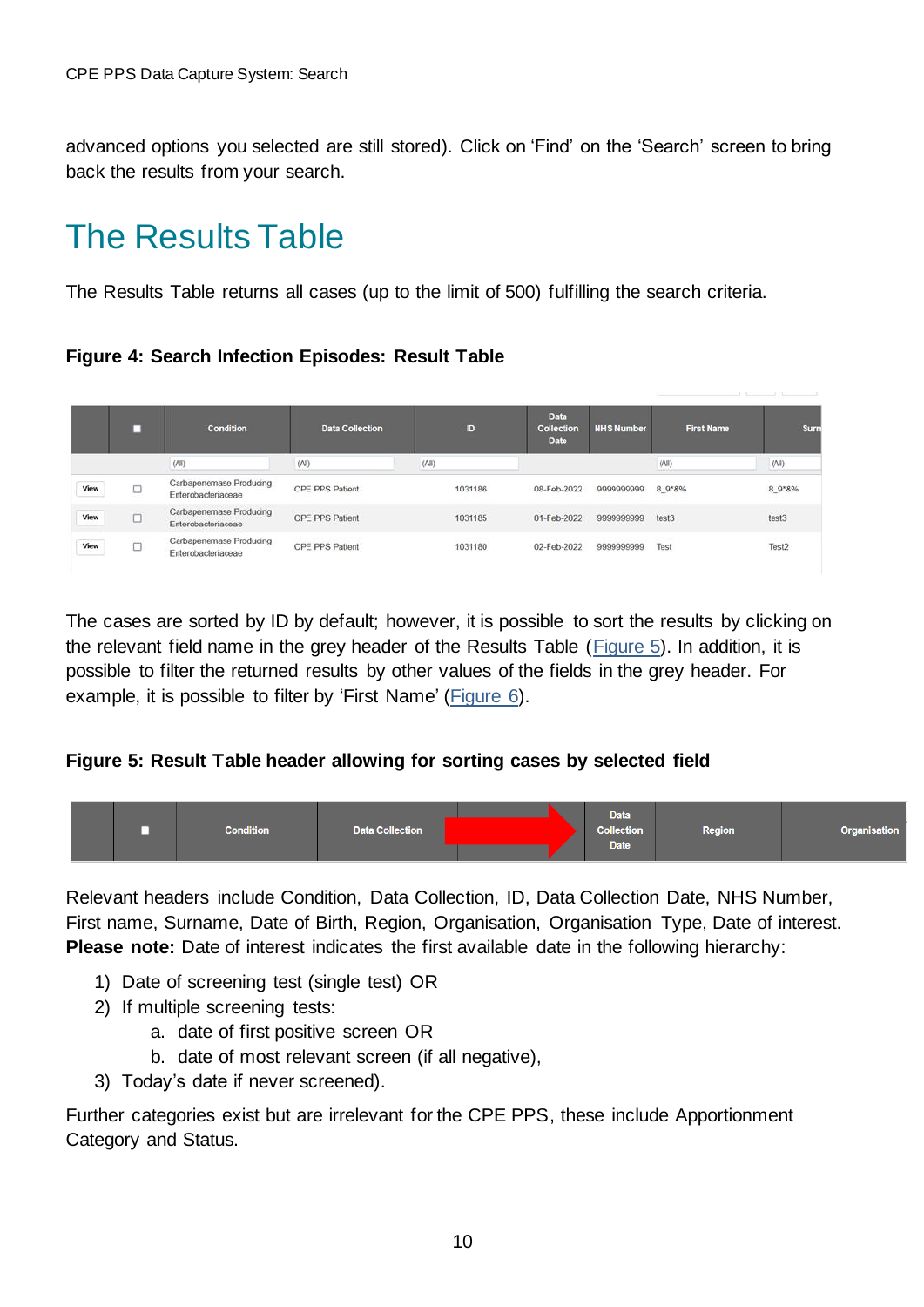advanced options you selected are still stored). Click on 'Find' on the 'Search' screen to bring back the results from your search.

# The Results Table

The Results Table returns all cases (up to the limit of 500) fulfilling the search criteria.

**Figure 4: Search Infection Episodes: Result Table**

| | ■ | Condition | Data Collection | ID | Data Collection Date | NHS Number | First Name | Surn |
|---|---|---|---|---|---|---|---|---|
| | | (All) | (All) | (All) | | | (All) | (All) |
| View | ☐ | Carbapenemase Producing Enterobacteriaceae | CPE PPS Patient | 1031186 | 08-Feb-2022 | 9999999999 | 8_9*&% | 8_9*&% |
| View | ☐ | Carbapenemase Producing Enterobacteriaceae | CPE PPS Patient | 1031185 | 01-Feb-2022 | 9999999999 | test3 | test3 |
| View | ☐ | Carbapenemase Producing Enterobacteriaceae | CPE PPS Patient | 1031180 | 02-Feb-2022 | 9999999999 | Test | Test2 |

The cases are sorted by ID by default; however, it is possible to sort the results by clicking on the relevant field name in the grey header of the Results Table (Figure 5). In addition, it is possible to filter the returned results by other values of the fields in the grey header. For example, it is possible to filter by 'First Name' (Figure 6).

**Figure 5: Result Table header allowing for sorting cases by selected field**

| | ■ | Condition | Data Collection | | Data Collection Date | Region | Organisation |
|---|---|---|---|---|---|---|---|

Relevant headers include Condition, Data Collection, ID, Data Collection Date, NHS Number, First name, Surname, Date of Birth, Region, Organisation, Organisation Type, Date of interest. **Please note:** Date of interest indicates the first available date in the following hierarchy:

1) Date of screening test (single test) OR
2) If multiple screening tests:
   a. date of first positive screen OR
   b. date of most relevant screen (if all negative),
3) Today's date if never screened).

Further categories exist but are irrelevant for the CPE PPS, these include Apportionment Category and Status.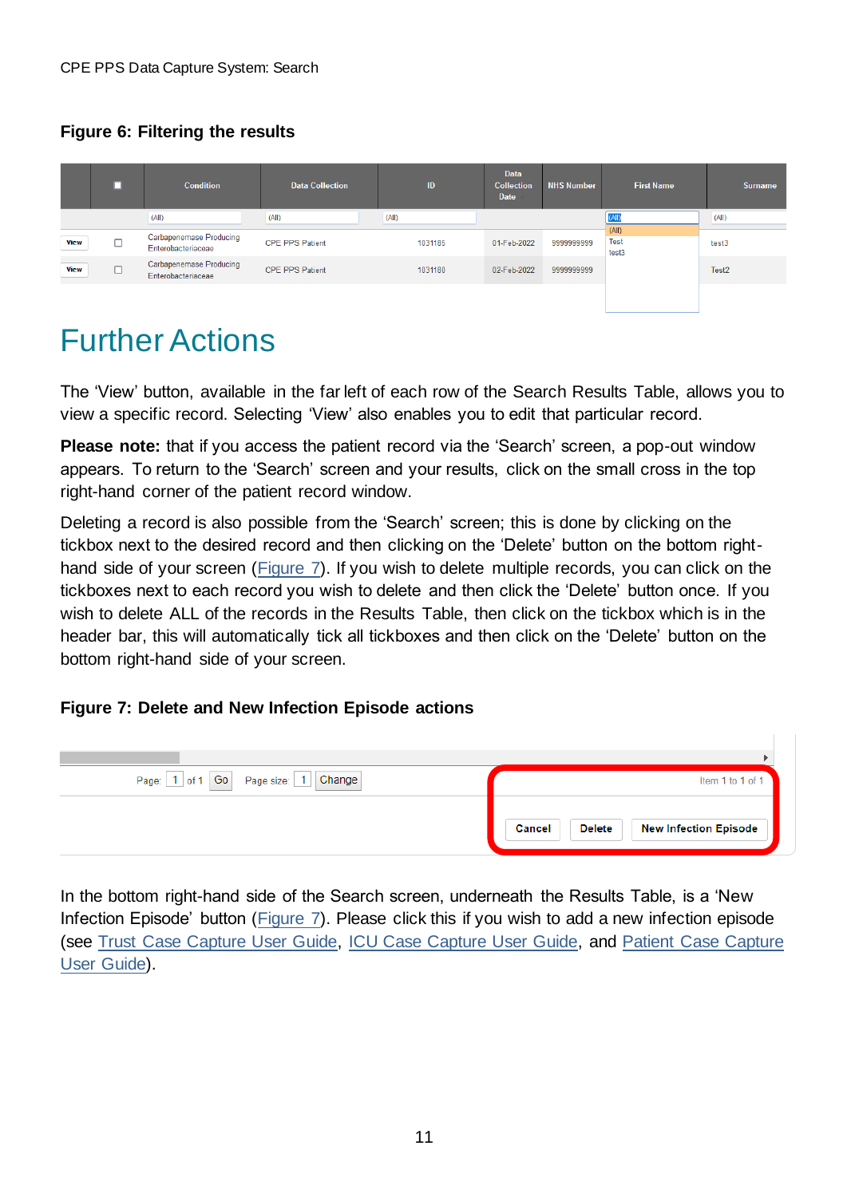**Figure 6: Filtering the results**

| | ■ | Condition | Data Collection | ID | Data Collection Date | NHS Number | First Name | Surname |
|---|---|---|---|---|---|---|---|---|
| | | (All) | (All) | (All) | | | (All) | (All) |
| View | ☐ | Carbapenemase Producing Enterobacteriaceae | CPE PPS Patient | 1031185 | 01-Feb-2022 | 9999999999 | Test | test3 |
| View | ☐ | Carbapenemase Producing Enterobacteriaceae | CPE PPS Patient | 1031180 | 02-Feb-2022 | 9999999999 | test3 | Test2 |

# Further Actions

The 'View' button, available in the far left of each row of the Search Results Table, allows you to view a specific record. Selecting 'View' also enables you to edit that particular record.

**Please note:** that if you access the patient record via the 'Search' screen, a pop-out window appears. To return to the 'Search' screen and your results, click on the small cross in the top right-hand corner of the patient record window.

Deleting a record is also possible from the 'Search' screen; this is done by clicking on the tickbox next to the desired record and then clicking on the 'Delete' button on the bottom right-hand side of your screen (Figure 7). If you wish to delete multiple records, you can click on the tickboxes next to each record you wish to delete and then click the 'Delete' button once. If you wish to delete ALL of the records in the Results Table, then click on the tickbox which is in the header bar, this will automatically tick all tickboxes and then click on the 'Delete' button on the bottom right-hand side of your screen.

**Figure 7: Delete and New Infection Episode actions**

Page: 1 of 1 Go Page size: 1 Change Item 1 to 1 of 1

Cancel Delete New Infection Episode

In the bottom right-hand side of the Search screen, underneath the Results Table, is a 'New Infection Episode' button (Figure 7). Please click this if you wish to add a new infection episode (see Trust Case Capture User Guide, ICU Case Capture User Guide, and Patient Case Capture User Guide).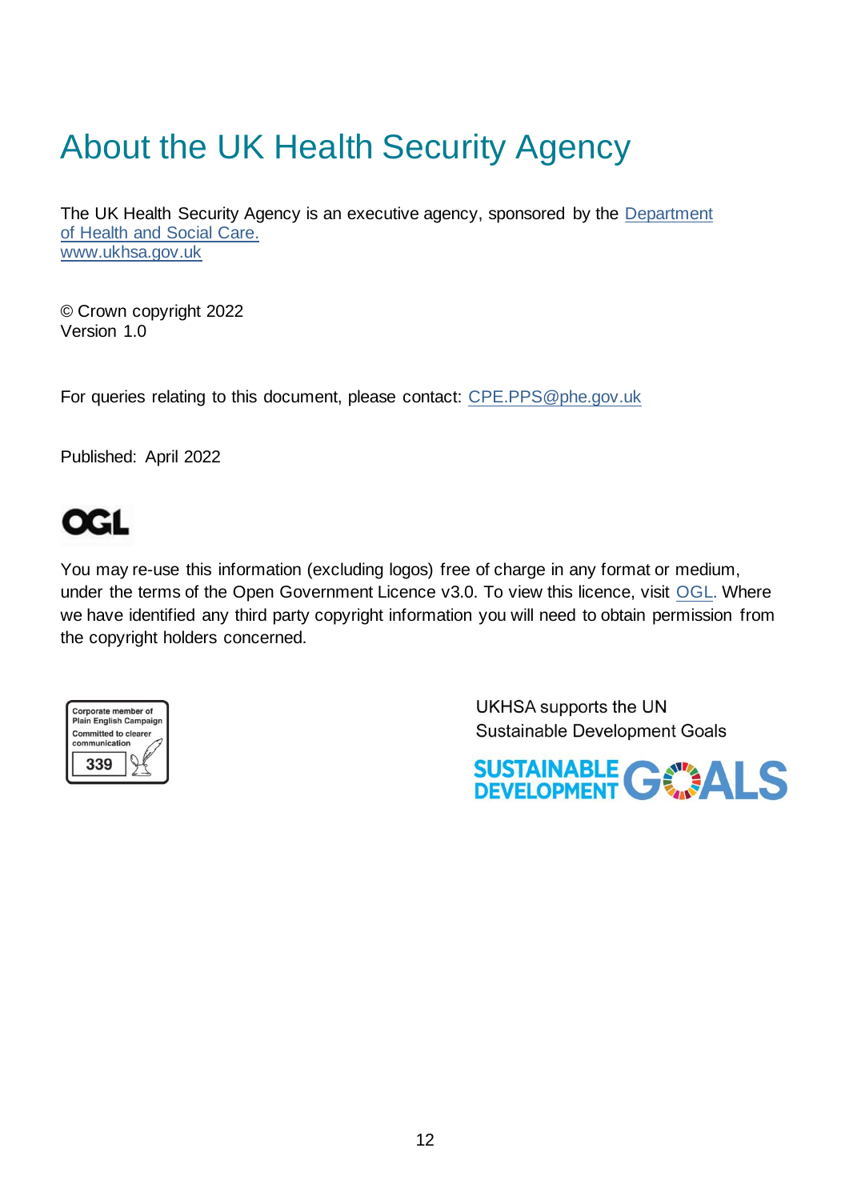# About the UK Health Security Agency

The UK Health Security Agency is an executive agency, sponsored by the Department of Health and Social Care.
www.ukhsa.gov.uk

© Crown copyright 2022
Version 1.0

For queries relating to this document, please contact: CPE.PPS@phe.gov.uk

Published: April 2022

OGL

You may re-use this information (excluding logos) free of charge in any format or medium, under the terms of the Open Government Licence v3.0. To view this licence, visit OGL. Where we have identified any third party copyright information you will need to obtain permission from the copyright holders concerned.

Corporate member of Plain English Campaign
Committed to clearer communication
339

UKHSA supports the UN Sustainable Development Goals

SUSTAINABLE DEVELOPMENT GOALS